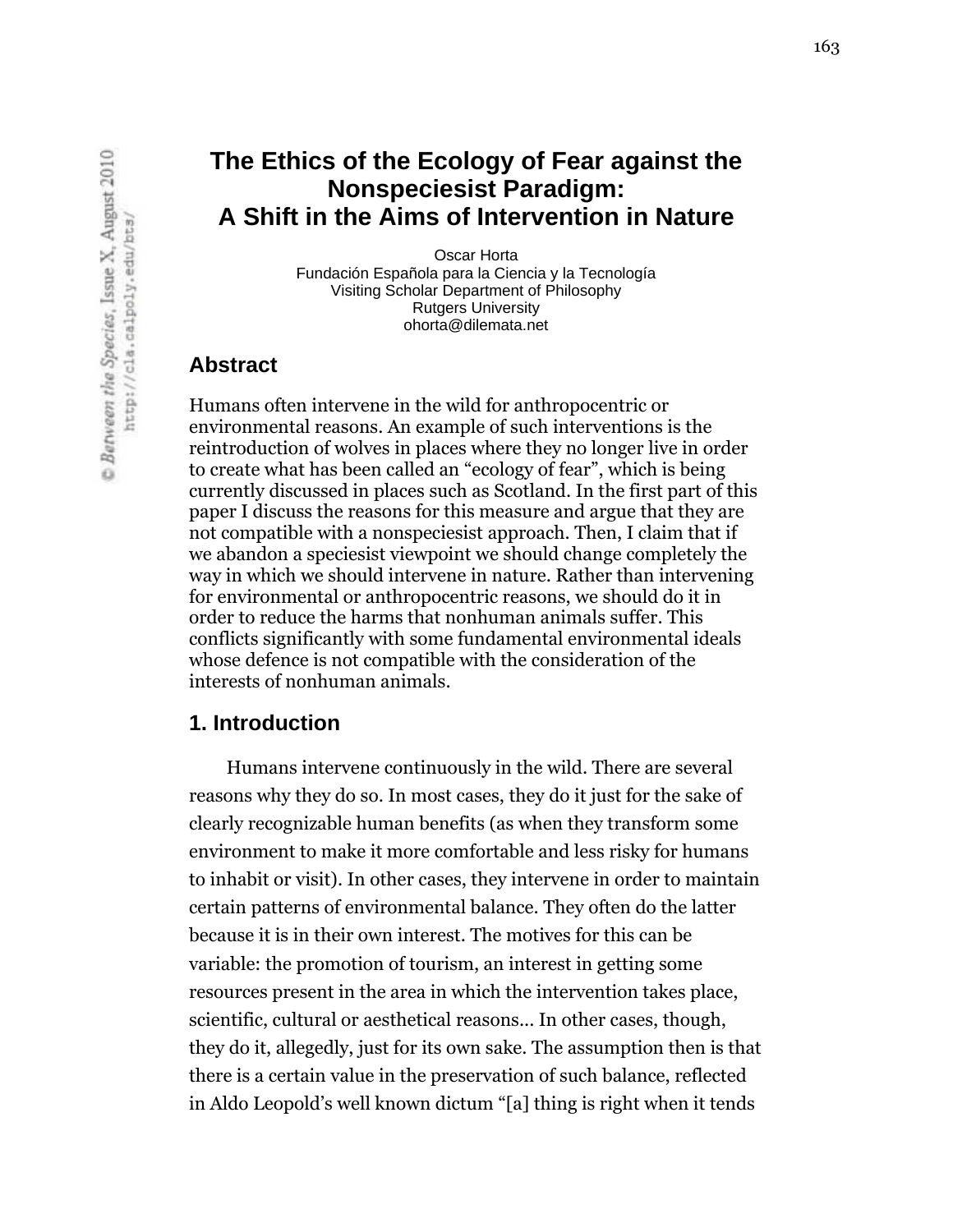# The Ethics of the Ecology of Fear against the Nonspeciesist Paradigm: A Shift in the Aims of Intervention in Nature

Oscar Horta
Fundación Española para la Ciencia y la Tecnología
Visiting Scholar Department of Philosophy
Rutgers University
ohorta@dilemata.net

## Abstract

Humans often intervene in the wild for anthropocentric or environmental reasons. An example of such interventions is the reintroduction of wolves in places where they no longer live in order to create what has been called an "ecology of fear", which is being currently discussed in places such as Scotland. In the first part of this paper I discuss the reasons for this measure and argue that they are not compatible with a nonspeciesist approach. Then, I claim that if we abandon a speciesist viewpoint we should change completely the way in which we should intervene in nature. Rather than intervening for environmental or anthropocentric reasons, we should do it in order to reduce the harms that nonhuman animals suffer. This conflicts significantly with some fundamental environmental ideals whose defence is not compatible with the consideration of the interests of nonhuman animals.

## 1. Introduction

Humans intervene continuously in the wild. There are several reasons why they do so. In most cases, they do it just for the sake of clearly recognizable human benefits (as when they transform some environment to make it more comfortable and less risky for humans to inhabit or visit). In other cases, they intervene in order to maintain certain patterns of environmental balance. They often do the latter because it is in their own interest. The motives for this can be variable: the promotion of tourism, an interest in getting some resources present in the area in which the intervention takes place, scientific, cultural or aesthetical reasons... In other cases, though, they do it, allegedly, just for its own sake. The assumption then is that there is a certain value in the preservation of such balance, reflected in Aldo Leopold's well known dictum "[a] thing is right when it tends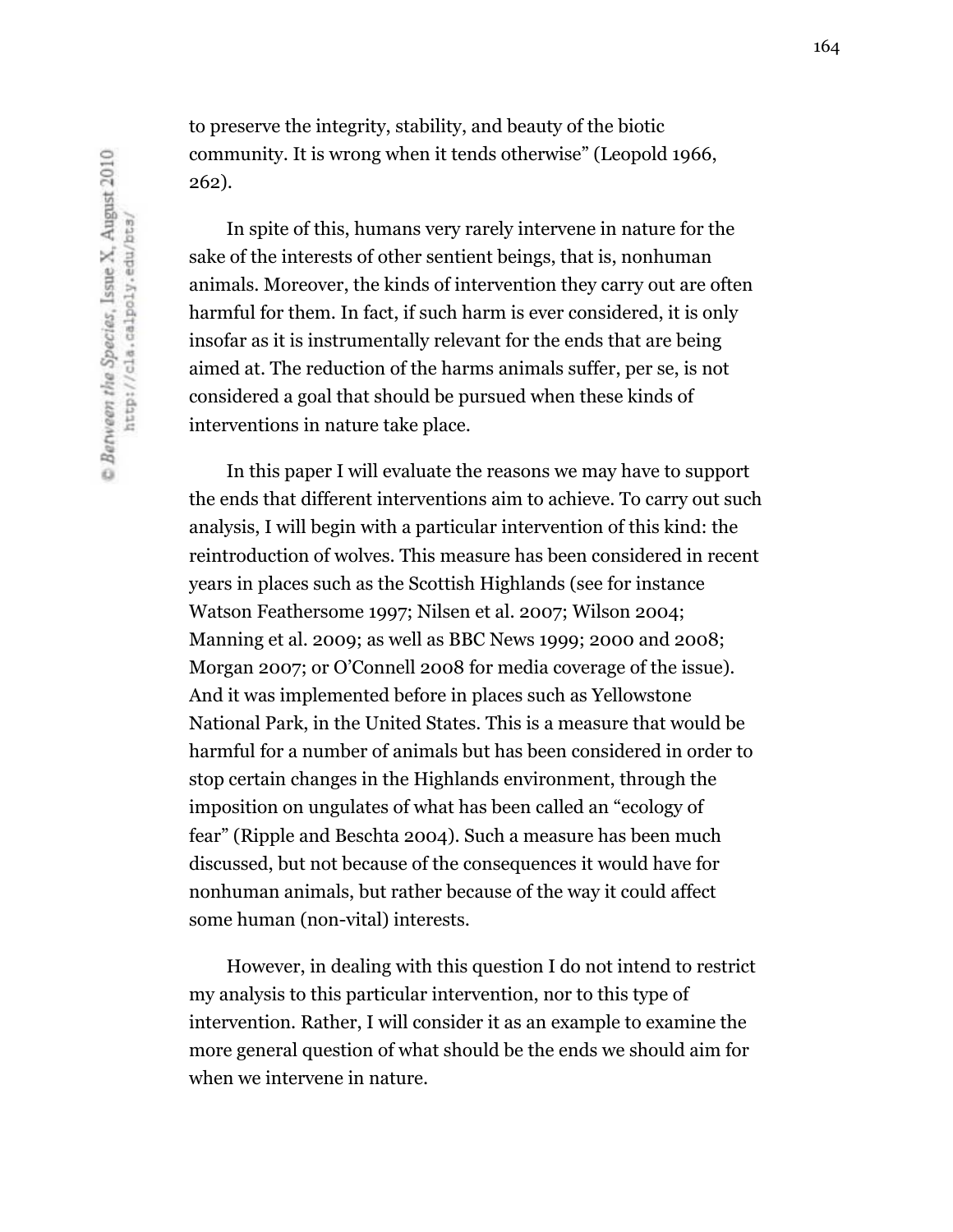to preserve the integrity, stability, and beauty of the biotic community. It is wrong when it tends otherwise" (Leopold 1966, 262).

In spite of this, humans very rarely intervene in nature for the sake of the interests of other sentient beings, that is, nonhuman animals. Moreover, the kinds of intervention they carry out are often harmful for them. In fact, if such harm is ever considered, it is only insofar as it is instrumentally relevant for the ends that are being aimed at. The reduction of the harms animals suffer, per se, is not considered a goal that should be pursued when these kinds of interventions in nature take place.

In this paper I will evaluate the reasons we may have to support the ends that different interventions aim to achieve. To carry out such analysis, I will begin with a particular intervention of this kind: the reintroduction of wolves. This measure has been considered in recent years in places such as the Scottish Highlands (see for instance Watson Feathersome 1997; Nilsen et al. 2007; Wilson 2004; Manning et al. 2009; as well as BBC News 1999; 2000 and 2008; Morgan 2007; or O'Connell 2008 for media coverage of the issue). And it was implemented before in places such as Yellowstone National Park, in the United States. This is a measure that would be harmful for a number of animals but has been considered in order to stop certain changes in the Highlands environment, through the imposition on ungulates of what has been called an "ecology of fear" (Ripple and Beschta 2004). Such a measure has been much discussed, but not because of the consequences it would have for nonhuman animals, but rather because of the way it could affect some human (non-vital) interests.

However, in dealing with this question I do not intend to restrict my analysis to this particular intervention, nor to this type of intervention. Rather, I will consider it as an example to examine the more general question of what should be the ends we should aim for when we intervene in nature.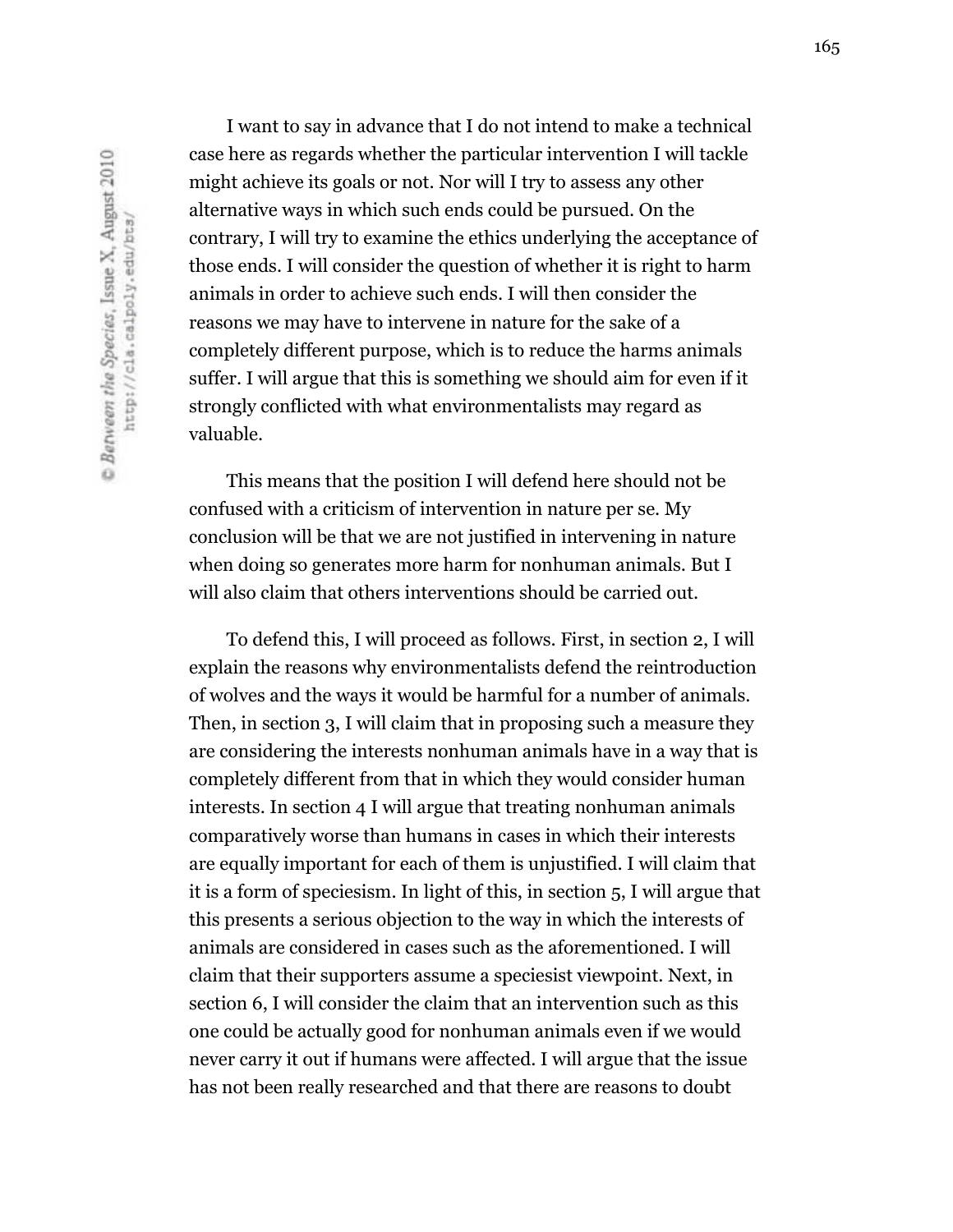I want to say in advance that I do not intend to make a technical case here as regards whether the particular intervention I will tackle might achieve its goals or not. Nor will I try to assess any other alternative ways in which such ends could be pursued. On the contrary, I will try to examine the ethics underlying the acceptance of those ends. I will consider the question of whether it is right to harm animals in order to achieve such ends. I will then consider the reasons we may have to intervene in nature for the sake of a completely different purpose, which is to reduce the harms animals suffer. I will argue that this is something we should aim for even if it strongly conflicted with what environmentalists may regard as valuable.

This means that the position I will defend here should not be confused with a criticism of intervention in nature per se. My conclusion will be that we are not justified in intervening in nature when doing so generates more harm for nonhuman animals. But I will also claim that others interventions should be carried out.

To defend this, I will proceed as follows. First, in section 2, I will explain the reasons why environmentalists defend the reintroduction of wolves and the ways it would be harmful for a number of animals. Then, in section 3, I will claim that in proposing such a measure they are considering the interests nonhuman animals have in a way that is completely different from that in which they would consider human interests. In section 4 I will argue that treating nonhuman animals comparatively worse than humans in cases in which their interests are equally important for each of them is unjustified. I will claim that it is a form of speciesism. In light of this, in section 5, I will argue that this presents a serious objection to the way in which the interests of animals are considered in cases such as the aforementioned. I will claim that their supporters assume a speciesist viewpoint. Next, in section 6, I will consider the claim that an intervention such as this one could be actually good for nonhuman animals even if we would never carry it out if humans were affected. I will argue that the issue has not been really researched and that there are reasons to doubt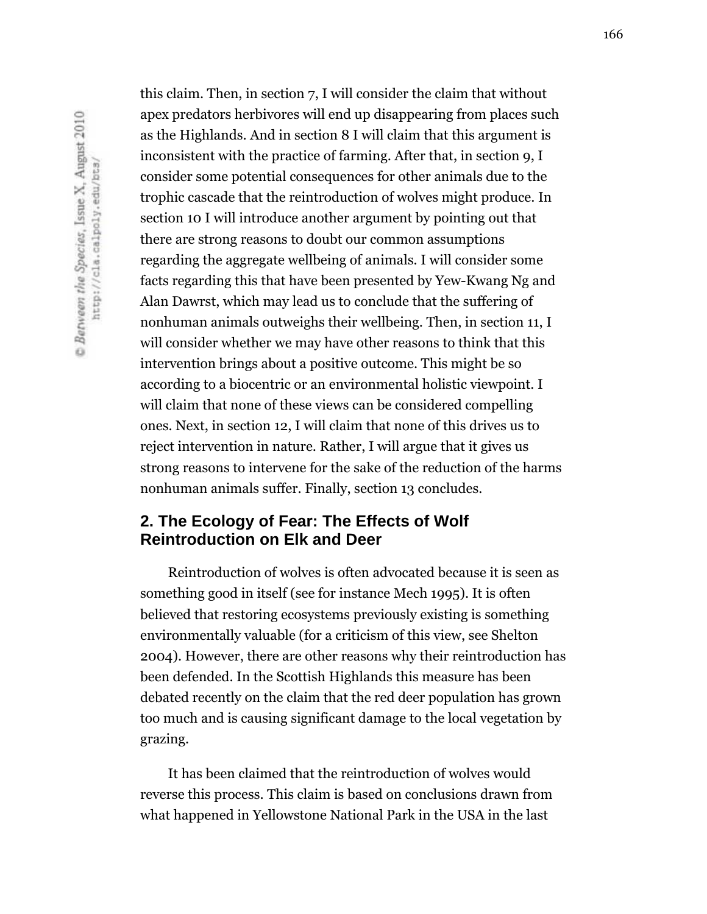this claim. Then, in section 7, I will consider the claim that without apex predators herbivores will end up disappearing from places such as the Highlands. And in section 8 I will claim that this argument is inconsistent with the practice of farming. After that, in section 9, I consider some potential consequences for other animals due to the trophic cascade that the reintroduction of wolves might produce. In section 10 I will introduce another argument by pointing out that there are strong reasons to doubt our common assumptions regarding the aggregate wellbeing of animals. I will consider some facts regarding this that have been presented by Yew-Kwang Ng and Alan Dawrst, which may lead us to conclude that the suffering of nonhuman animals outweighs their wellbeing. Then, in section 11, I will consider whether we may have other reasons to think that this intervention brings about a positive outcome. This might be so according to a biocentric or an environmental holistic viewpoint. I will claim that none of these views can be considered compelling ones. Next, in section 12, I will claim that none of this drives us to reject intervention in nature. Rather, I will argue that it gives us strong reasons to intervene for the sake of the reduction of the harms nonhuman animals suffer. Finally, section 13 concludes.

## 2. The Ecology of Fear: The Effects of Wolf Reintroduction on Elk and Deer

Reintroduction of wolves is often advocated because it is seen as something good in itself (see for instance Mech 1995). It is often believed that restoring ecosystems previously existing is something environmentally valuable (for a criticism of this view, see Shelton 2004). However, there are other reasons why their reintroduction has been defended. In the Scottish Highlands this measure has been debated recently on the claim that the red deer population has grown too much and is causing significant damage to the local vegetation by grazing.

It has been claimed that the reintroduction of wolves would reverse this process. This claim is based on conclusions drawn from what happened in Yellowstone National Park in the USA in the last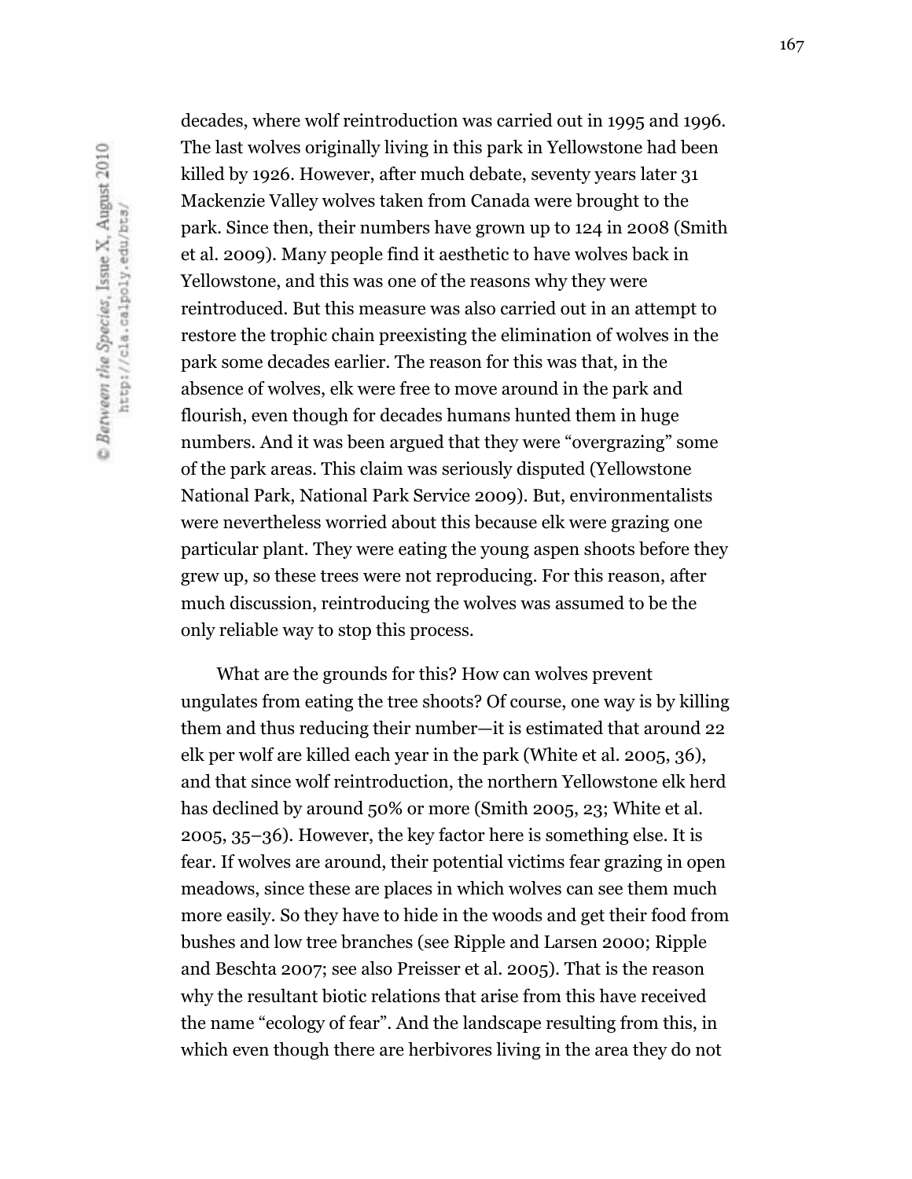decades, where wolf reintroduction was carried out in 1995 and 1996. The last wolves originally living in this park in Yellowstone had been killed by 1926. However, after much debate, seventy years later 31 Mackenzie Valley wolves taken from Canada were brought to the park. Since then, their numbers have grown up to 124 in 2008 (Smith et al. 2009). Many people find it aesthetic to have wolves back in Yellowstone, and this was one of the reasons why they were reintroduced. But this measure was also carried out in an attempt to restore the trophic chain preexisting the elimination of wolves in the park some decades earlier. The reason for this was that, in the absence of wolves, elk were free to move around in the park and flourish, even though for decades humans hunted them in huge numbers. And it was been argued that they were "overgrazing" some of the park areas. This claim was seriously disputed (Yellowstone National Park, National Park Service 2009). But, environmentalists were nevertheless worried about this because elk were grazing one particular plant. They were eating the young aspen shoots before they grew up, so these trees were not reproducing. For this reason, after much discussion, reintroducing the wolves was assumed to be the only reliable way to stop this process.

What are the grounds for this? How can wolves prevent ungulates from eating the tree shoots? Of course, one way is by killing them and thus reducing their number—it is estimated that around 22 elk per wolf are killed each year in the park (White et al. 2005, 36), and that since wolf reintroduction, the northern Yellowstone elk herd has declined by around 50% or more (Smith 2005, 23; White et al. 2005, 35–36). However, the key factor here is something else. It is fear. If wolves are around, their potential victims fear grazing in open meadows, since these are places in which wolves can see them much more easily. So they have to hide in the woods and get their food from bushes and low tree branches (see Ripple and Larsen 2000; Ripple and Beschta 2007; see also Preisser et al. 2005). That is the reason why the resultant biotic relations that arise from this have received the name "ecology of fear". And the landscape resulting from this, in which even though there are herbivores living in the area they do not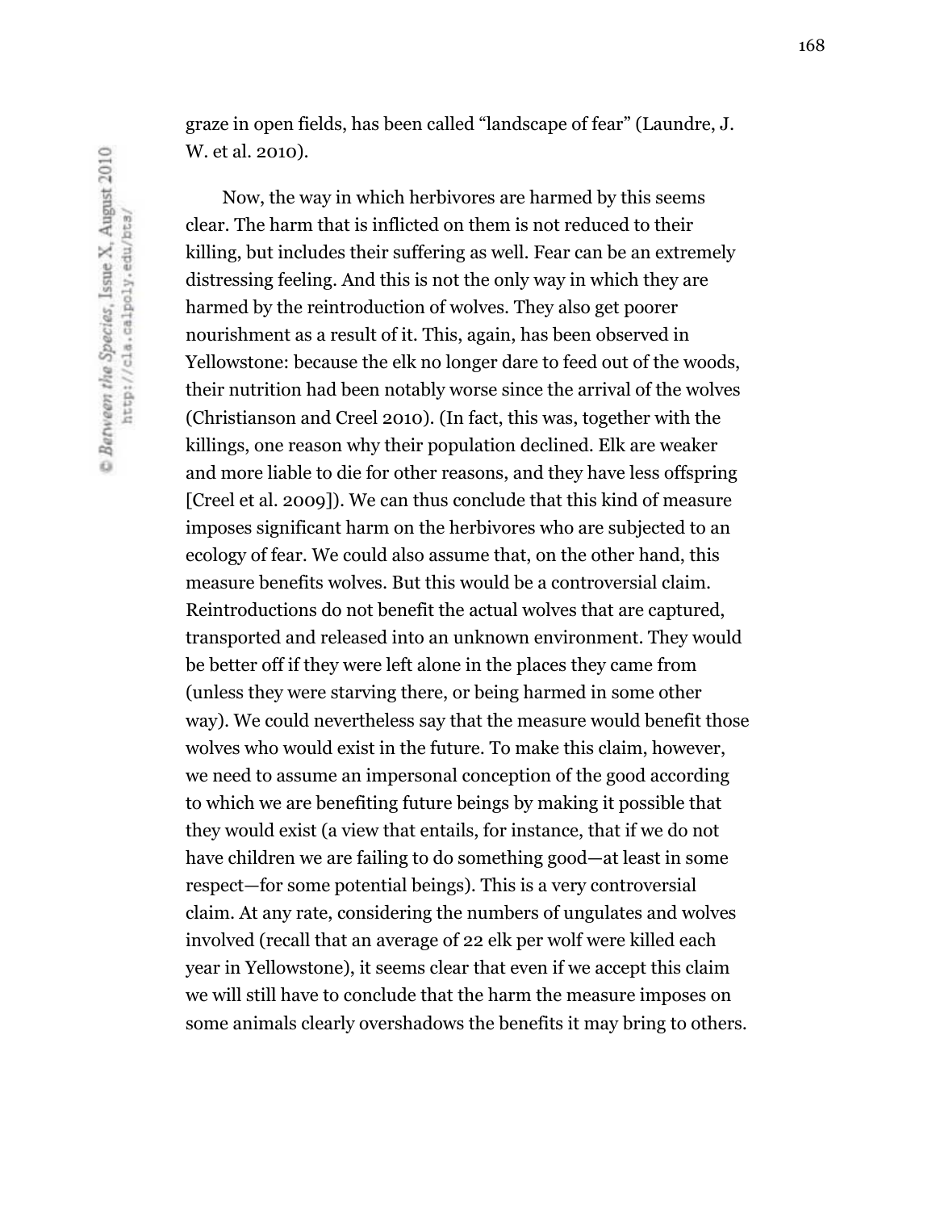graze in open fields, has been called "landscape of fear" (Laundre, J. W. et al. 2010).

Now, the way in which herbivores are harmed by this seems clear. The harm that is inflicted on them is not reduced to their killing, but includes their suffering as well. Fear can be an extremely distressing feeling. And this is not the only way in which they are harmed by the reintroduction of wolves. They also get poorer nourishment as a result of it. This, again, has been observed in Yellowstone: because the elk no longer dare to feed out of the woods, their nutrition had been notably worse since the arrival of the wolves (Christianson and Creel 2010). (In fact, this was, together with the killings, one reason why their population declined. Elk are weaker and more liable to die for other reasons, and they have less offspring [Creel et al. 2009]). We can thus conclude that this kind of measure imposes significant harm on the herbivores who are subjected to an ecology of fear. We could also assume that, on the other hand, this measure benefits wolves. But this would be a controversial claim. Reintroductions do not benefit the actual wolves that are captured, transported and released into an unknown environment. They would be better off if they were left alone in the places they came from (unless they were starving there, or being harmed in some other way). We could nevertheless say that the measure would benefit those wolves who would exist in the future. To make this claim, however, we need to assume an impersonal conception of the good according to which we are benefiting future beings by making it possible that they would exist (a view that entails, for instance, that if we do not have children we are failing to do something good—at least in some respect—for some potential beings). This is a very controversial claim. At any rate, considering the numbers of ungulates and wolves involved (recall that an average of 22 elk per wolf were killed each year in Yellowstone), it seems clear that even if we accept this claim we will still have to conclude that the harm the measure imposes on some animals clearly overshadows the benefits it may bring to others.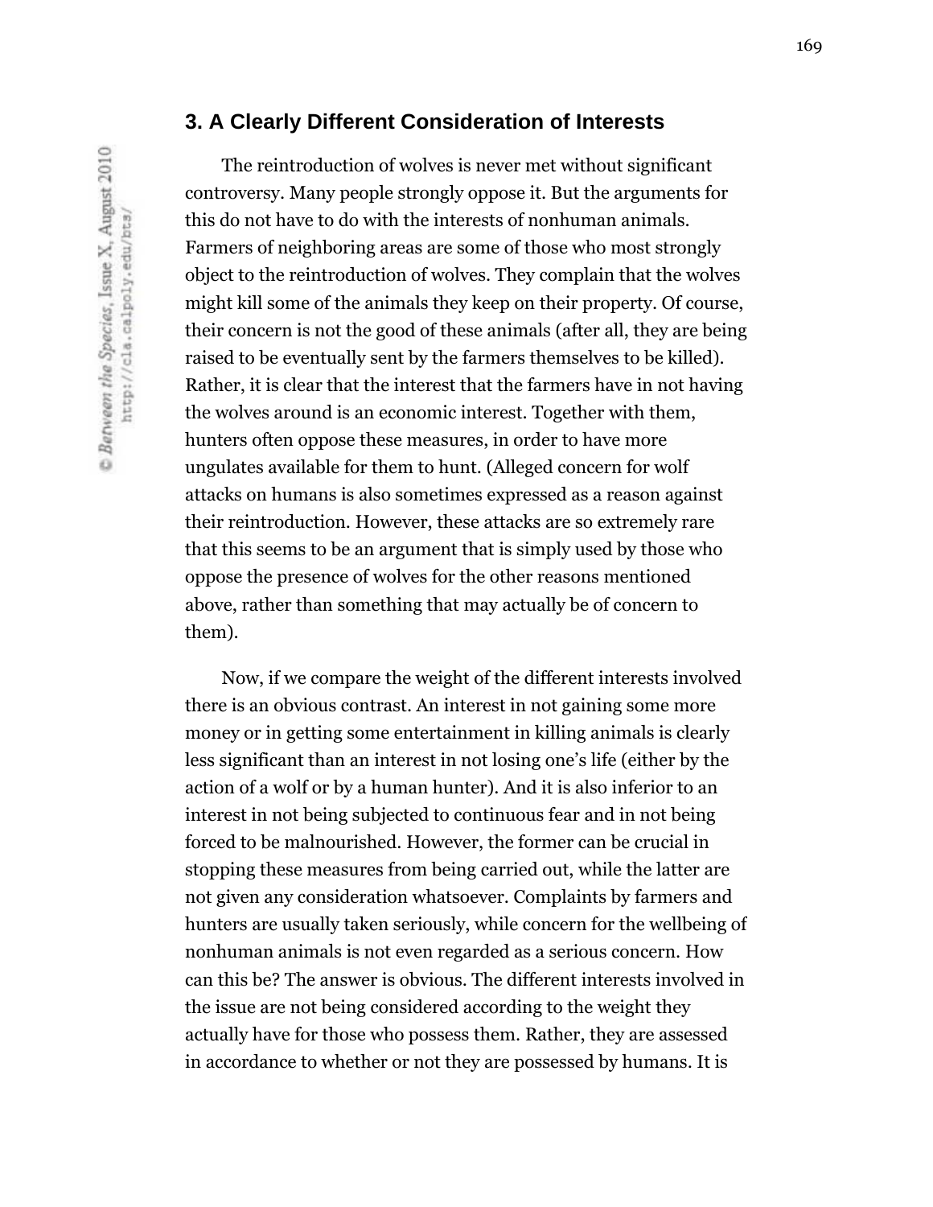## 3. A Clearly Different Consideration of Interests

The reintroduction of wolves is never met without significant controversy. Many people strongly oppose it. But the arguments for this do not have to do with the interests of nonhuman animals. Farmers of neighboring areas are some of those who most strongly object to the reintroduction of wolves. They complain that the wolves might kill some of the animals they keep on their property. Of course, their concern is not the good of these animals (after all, they are being raised to be eventually sent by the farmers themselves to be killed). Rather, it is clear that the interest that the farmers have in not having the wolves around is an economic interest. Together with them, hunters often oppose these measures, in order to have more ungulates available for them to hunt. (Alleged concern for wolf attacks on humans is also sometimes expressed as a reason against their reintroduction. However, these attacks are so extremely rare that this seems to be an argument that is simply used by those who oppose the presence of wolves for the other reasons mentioned above, rather than something that may actually be of concern to them).

Now, if we compare the weight of the different interests involved there is an obvious contrast. An interest in not gaining some more money or in getting some entertainment in killing animals is clearly less significant than an interest in not losing one's life (either by the action of a wolf or by a human hunter). And it is also inferior to an interest in not being subjected to continuous fear and in not being forced to be malnourished. However, the former can be crucial in stopping these measures from being carried out, while the latter are not given any consideration whatsoever. Complaints by farmers and hunters are usually taken seriously, while concern for the wellbeing of nonhuman animals is not even regarded as a serious concern. How can this be? The answer is obvious. The different interests involved in the issue are not being considered according to the weight they actually have for those who possess them. Rather, they are assessed in accordance to whether or not they are possessed by humans. It is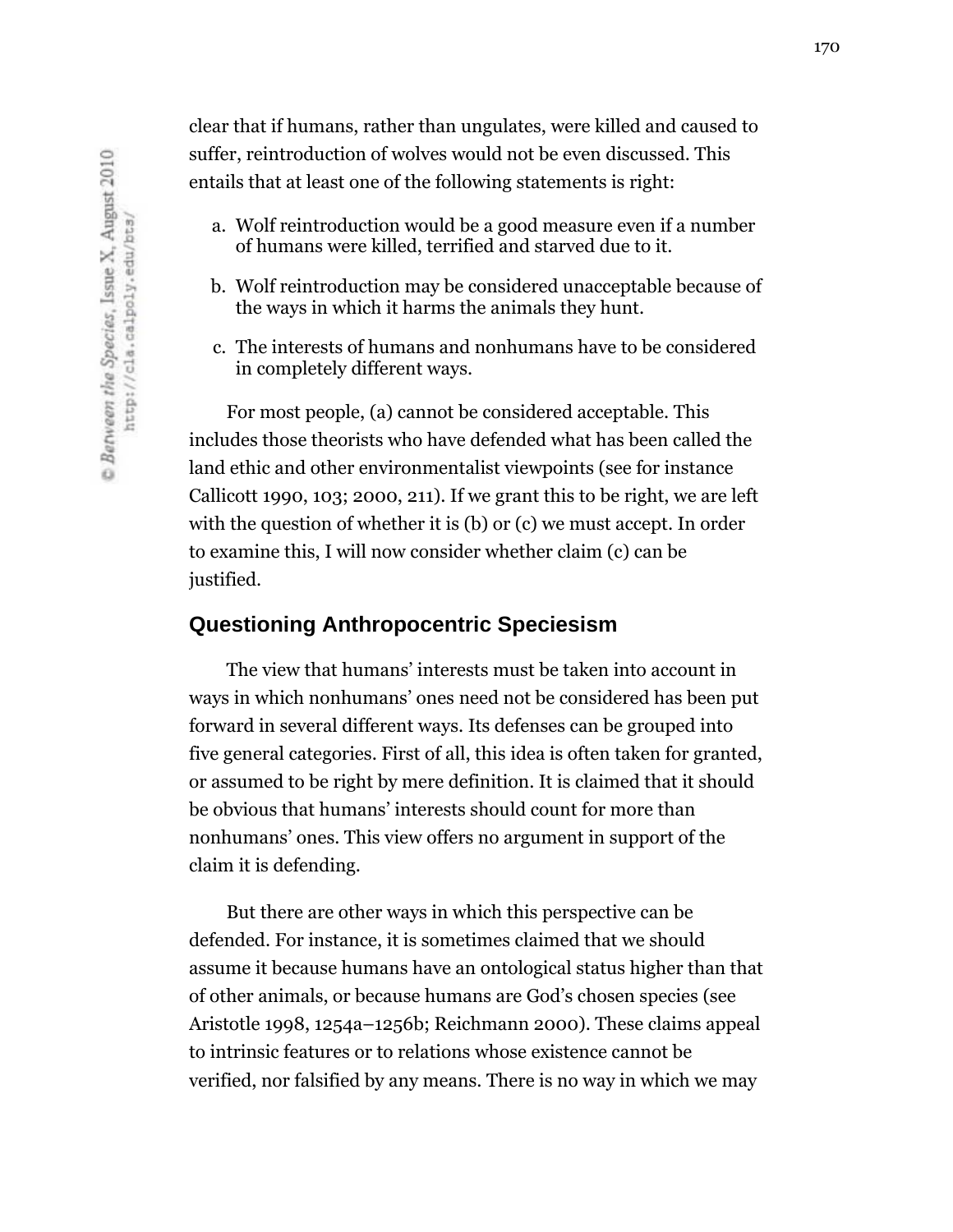clear that if humans, rather than ungulates, were killed and caused to suffer, reintroduction of wolves would not be even discussed. This entails that at least one of the following statements is right:

a. Wolf reintroduction would be a good measure even if a number of humans were killed, terrified and starved due to it.

b. Wolf reintroduction may be considered unacceptable because of the ways in which it harms the animals they hunt.

c. The interests of humans and nonhumans have to be considered in completely different ways.

For most people, (a) cannot be considered acceptable. This includes those theorists who have defended what has been called the land ethic and other environmentalist viewpoints (see for instance Callicott 1990, 103; 2000, 211). If we grant this to be right, we are left with the question of whether it is (b) or (c) we must accept. In order to examine this, I will now consider whether claim (c) can be justified.

## Questioning Anthropocentric Speciesism

The view that humans' interests must be taken into account in ways in which nonhumans' ones need not be considered has been put forward in several different ways. Its defenses can be grouped into five general categories. First of all, this idea is often taken for granted, or assumed to be right by mere definition. It is claimed that it should be obvious that humans' interests should count for more than nonhumans' ones. This view offers no argument in support of the claim it is defending.

But there are other ways in which this perspective can be defended. For instance, it is sometimes claimed that we should assume it because humans have an ontological status higher than that of other animals, or because humans are God's chosen species (see Aristotle 1998, 1254a–1256b; Reichmann 2000). These claims appeal to intrinsic features or to relations whose existence cannot be verified, nor falsified by any means. There is no way in which we may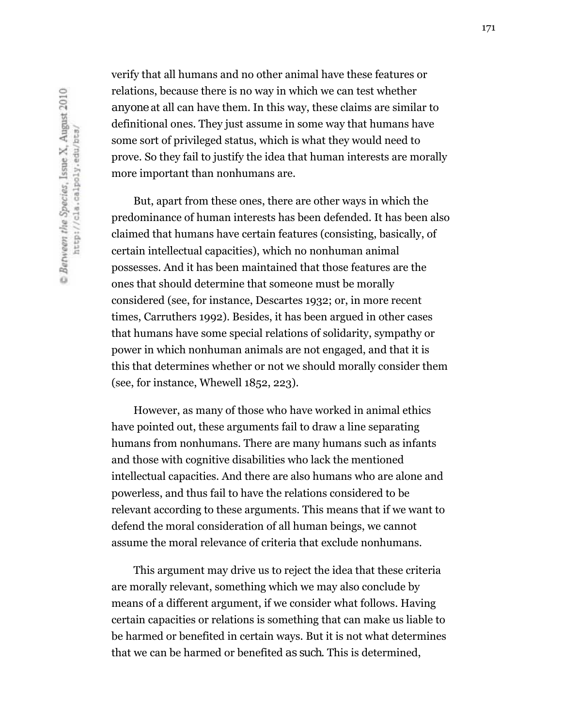verify that all humans and no other animal have these features or relations, because there is no way in which we can test whether *anyone* at all can have them. In this way, these claims are similar to definitional ones. They just assume in some way that humans have some sort of privileged status, which is what they would need to prove. So they fail to justify the idea that human interests are morally more important than nonhumans are.

But, apart from these ones, there are other ways in which the predominance of human interests has been defended. It has been also claimed that humans have certain features (consisting, basically, of certain intellectual capacities), which no nonhuman animal possesses. And it has been maintained that those features are the ones that should determine that someone must be morally considered (see, for instance, Descartes 1932; or, in more recent times, Carruthers 1992). Besides, it has been argued in other cases that humans have some special relations of solidarity, sympathy or power in which nonhuman animals are not engaged, and that it is this that determines whether or not we should morally consider them (see, for instance, Whewell 1852, 223).

However, as many of those who have worked in animal ethics have pointed out, these arguments fail to draw a line separating humans from nonhumans. There are many humans such as infants and those with cognitive disabilities who lack the mentioned intellectual capacities. And there are also humans who are alone and powerless, and thus fail to have the relations considered to be relevant according to these arguments. This means that if we want to defend the moral consideration of all human beings, we cannot assume the moral relevance of criteria that exclude nonhumans.

This argument may drive us to reject the idea that these criteria are morally relevant, something which we may also conclude by means of a different argument, if we consider what follows. Having certain capacities or relations is something that can make us liable to be harmed or benefited in certain ways. But it is not what determines that we can be harmed or benefited *as such*. This is determined,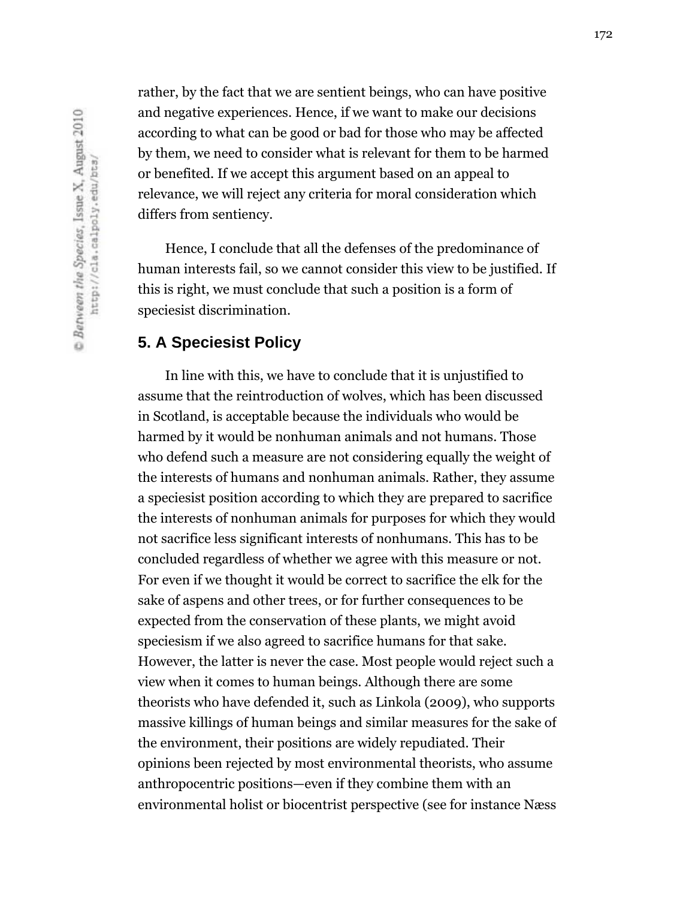rather, by the fact that we are sentient beings, who can have positive and negative experiences. Hence, if we want to make our decisions according to what can be good or bad for those who may be affected by them, we need to consider what is relevant for them to be harmed or benefited. If we accept this argument based on an appeal to relevance, we will reject any criteria for moral consideration which differs from sentiency.

Hence, I conclude that all the defenses of the predominance of human interests fail, so we cannot consider this view to be justified. If this is right, we must conclude that such a position is a form of speciesist discrimination.

## 5. A Speciesist Policy

In line with this, we have to conclude that it is unjustified to assume that the reintroduction of wolves, which has been discussed in Scotland, is acceptable because the individuals who would be harmed by it would be nonhuman animals and not humans. Those who defend such a measure are not considering equally the weight of the interests of humans and nonhuman animals. Rather, they assume a speciesist position according to which they are prepared to sacrifice the interests of nonhuman animals for purposes for which they would not sacrifice less significant interests of nonhumans. This has to be concluded regardless of whether we agree with this measure or not. For even if we thought it would be correct to sacrifice the elk for the sake of aspens and other trees, or for further consequences to be expected from the conservation of these plants, we might avoid speciesism if we also agreed to sacrifice humans for that sake. However, the latter is never the case. Most people would reject such a view when it comes to human beings. Although there are some theorists who have defended it, such as Linkola (2009), who supports massive killings of human beings and similar measures for the sake of the environment, their positions are widely repudiated. Their opinions been rejected by most environmental theorists, who assume anthropocentric positions—even if they combine them with an environmental holist or biocentrist perspective (see for instance Næss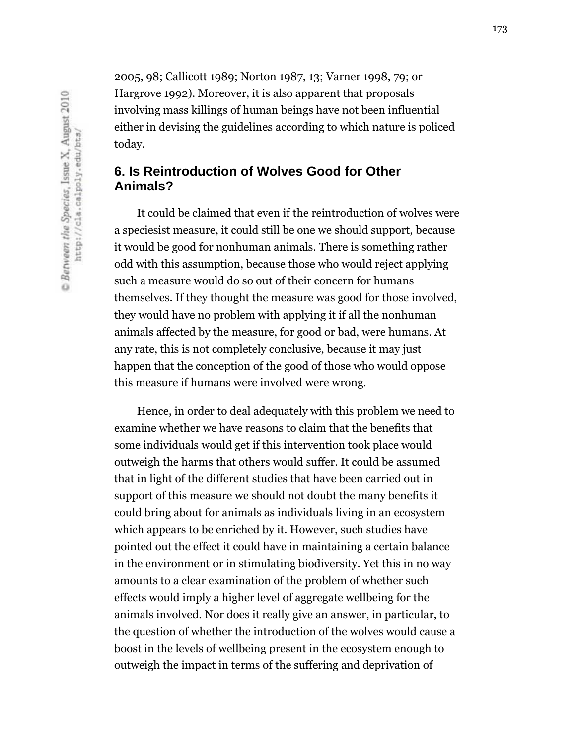2005, 98; Callicott 1989; Norton 1987, 13; Varner 1998, 79; or Hargrove 1992). Moreover, it is also apparent that proposals involving mass killings of human beings have not been influential either in devising the guidelines according to which nature is policed today.

## 6. Is Reintroduction of Wolves Good for Other Animals?

It could be claimed that even if the reintroduction of wolves were a speciesist measure, it could still be one we should support, because it would be good for nonhuman animals. There is something rather odd with this assumption, because those who would reject applying such a measure would do so out of their concern for humans themselves. If they thought the measure was good for those involved, they would have no problem with applying it if all the nonhuman animals affected by the measure, for good or bad, were humans. At any rate, this is not completely conclusive, because it may just happen that the conception of the good of those who would oppose this measure if humans were involved were wrong.

Hence, in order to deal adequately with this problem we need to examine whether we have reasons to claim that the benefits that some individuals would get if this intervention took place would outweigh the harms that others would suffer. It could be assumed that in light of the different studies that have been carried out in support of this measure we should not doubt the many benefits it could bring about for animals as individuals living in an ecosystem which appears to be enriched by it. However, such studies have pointed out the effect it could have in maintaining a certain balance in the environment or in stimulating biodiversity. Yet this in no way amounts to a clear examination of the problem of whether such effects would imply a higher level of aggregate wellbeing for the animals involved. Nor does it really give an answer, in particular, to the question of whether the introduction of the wolves would cause a boost in the levels of wellbeing present in the ecosystem enough to outweigh the impact in terms of the suffering and deprivation of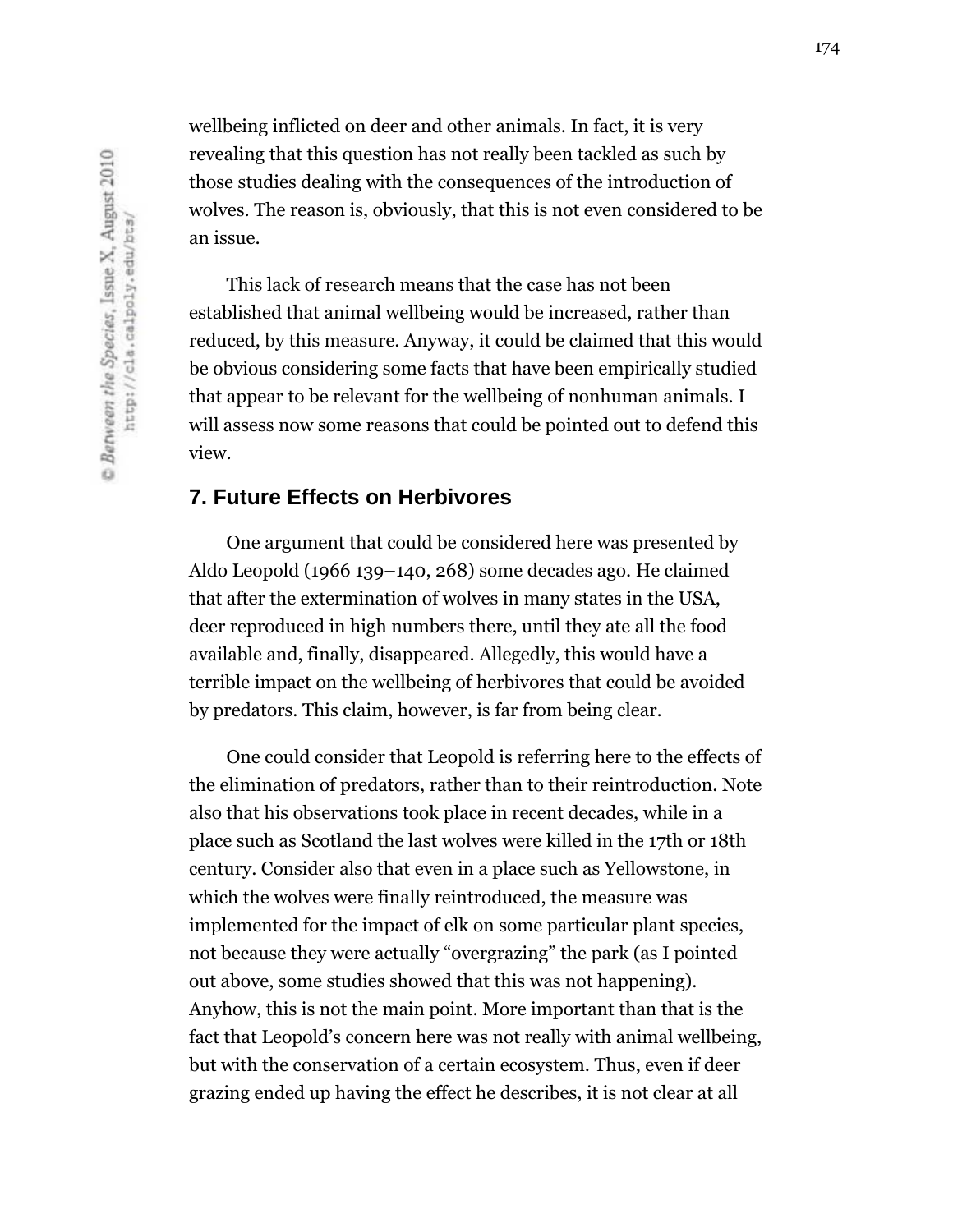wellbeing inflicted on deer and other animals. In fact, it is very revealing that this question has not really been tackled as such by those studies dealing with the consequences of the introduction of wolves. The reason is, obviously, that this is not even considered to be an issue.

This lack of research means that the case has not been established that animal wellbeing would be increased, rather than reduced, by this measure. Anyway, it could be claimed that this would be obvious considering some facts that have been empirically studied that appear to be relevant for the wellbeing of nonhuman animals. I will assess now some reasons that could be pointed out to defend this view.

## 7. Future Effects on Herbivores

One argument that could be considered here was presented by Aldo Leopold (1966 139–140, 268) some decades ago. He claimed that after the extermination of wolves in many states in the USA, deer reproduced in high numbers there, until they ate all the food available and, finally, disappeared. Allegedly, this would have a terrible impact on the wellbeing of herbivores that could be avoided by predators. This claim, however, is far from being clear.

One could consider that Leopold is referring here to the effects of the elimination of predators, rather than to their reintroduction. Note also that his observations took place in recent decades, while in a place such as Scotland the last wolves were killed in the 17th or 18th century. Consider also that even in a place such as Yellowstone, in which the wolves were finally reintroduced, the measure was implemented for the impact of elk on some particular plant species, not because they were actually "overgrazing" the park (as I pointed out above, some studies showed that this was not happening). Anyhow, this is not the main point. More important than that is the fact that Leopold's concern here was not really with animal wellbeing, but with the conservation of a certain ecosystem. Thus, even if deer grazing ended up having the effect he describes, it is not clear at all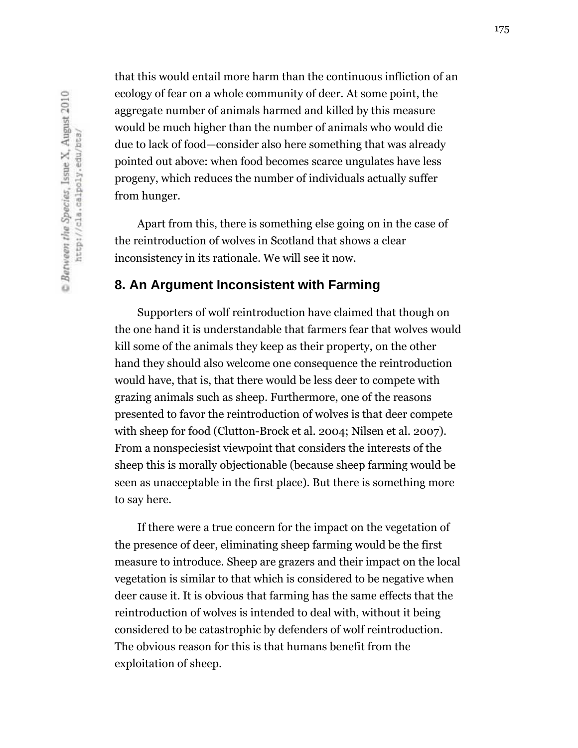that this would entail more harm than the continuous infliction of an ecology of fear on a whole community of deer. At some point, the aggregate number of animals harmed and killed by this measure would be much higher than the number of animals who would die due to lack of food—consider also here something that was already pointed out above: when food becomes scarce ungulates have less progeny, which reduces the number of individuals actually suffer from hunger.

Apart from this, there is something else going on in the case of the reintroduction of wolves in Scotland that shows a clear inconsistency in its rationale. We will see it now.

## 8. An Argument Inconsistent with Farming

Supporters of wolf reintroduction have claimed that though on the one hand it is understandable that farmers fear that wolves would kill some of the animals they keep as their property, on the other hand they should also welcome one consequence the reintroduction would have, that is, that there would be less deer to compete with grazing animals such as sheep. Furthermore, one of the reasons presented to favor the reintroduction of wolves is that deer compete with sheep for food (Clutton-Brock et al. 2004; Nilsen et al. 2007). From a nonspeciesist viewpoint that considers the interests of the sheep this is morally objectionable (because sheep farming would be seen as unacceptable in the first place). But there is something more to say here.

If there were a true concern for the impact on the vegetation of the presence of deer, eliminating sheep farming would be the first measure to introduce. Sheep are grazers and their impact on the local vegetation is similar to that which is considered to be negative when deer cause it. It is obvious that farming has the same effects that the reintroduction of wolves is intended to deal with, without it being considered to be catastrophic by defenders of wolf reintroduction. The obvious reason for this is that humans benefit from the exploitation of sheep.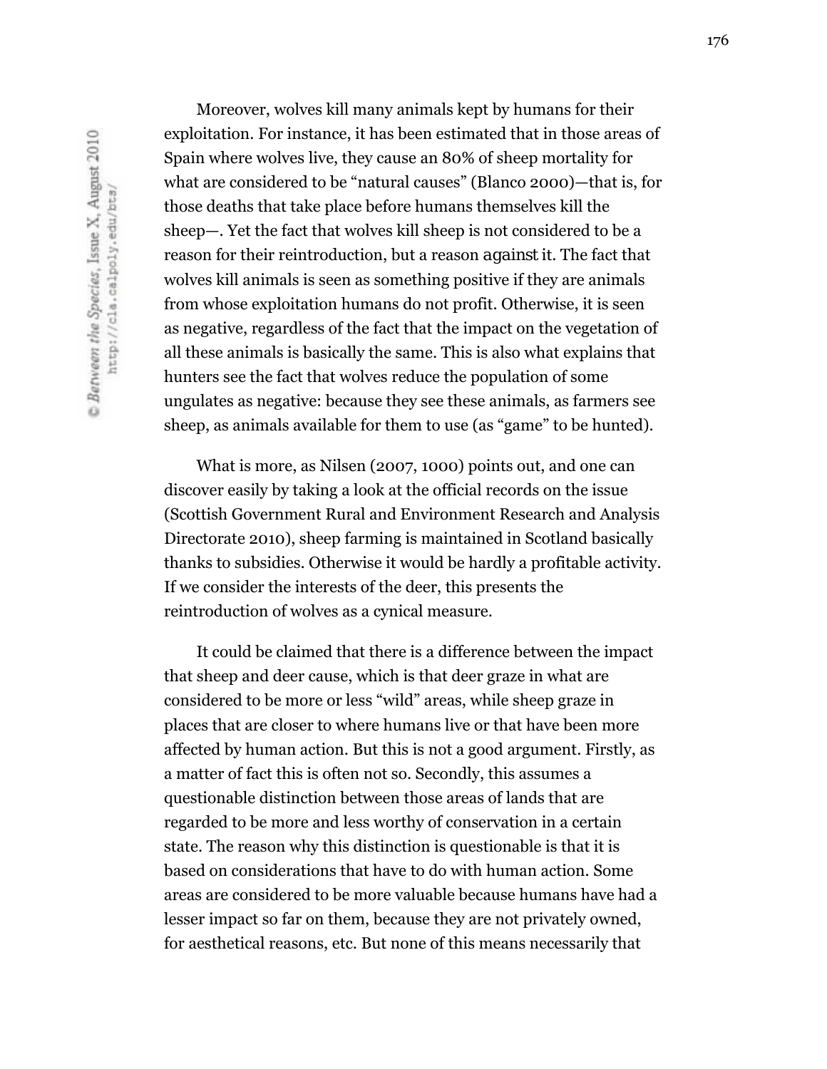Moreover, wolves kill many animals kept by humans for their exploitation. For instance, it has been estimated that in those areas of Spain where wolves live, they cause an 80% of sheep mortality for what are considered to be "natural causes" (Blanco 2000)—that is, for those deaths that take place before humans themselves kill the sheep—. Yet the fact that wolves kill sheep is not considered to be a reason for their reintroduction, but a reason *against* it. The fact that wolves kill animals is seen as something positive if they are animals from whose exploitation humans do not profit. Otherwise, it is seen as negative, regardless of the fact that the impact on the vegetation of all these animals is basically the same. This is also what explains that hunters see the fact that wolves reduce the population of some ungulates as negative: because they see these animals, as farmers see sheep, as animals available for them to use (as "game" to be hunted).

What is more, as Nilsen (2007, 1000) points out, and one can discover easily by taking a look at the official records on the issue (Scottish Government Rural and Environment Research and Analysis Directorate 2010), sheep farming is maintained in Scotland basically thanks to subsidies. Otherwise it would be hardly a profitable activity. If we consider the interests of the deer, this presents the reintroduction of wolves as a cynical measure.

It could be claimed that there is a difference between the impact that sheep and deer cause, which is that deer graze in what are considered to be more or less "wild" areas, while sheep graze in places that are closer to where humans live or that have been more affected by human action. But this is not a good argument. Firstly, as a matter of fact this is often not so. Secondly, this assumes a questionable distinction between those areas of lands that are regarded to be more and less worthy of conservation in a certain state. The reason why this distinction is questionable is that it is based on considerations that have to do with human action. Some areas are considered to be more valuable because humans have had a lesser impact so far on them, because they are not privately owned, for aesthetical reasons, etc. But none of this means necessarily that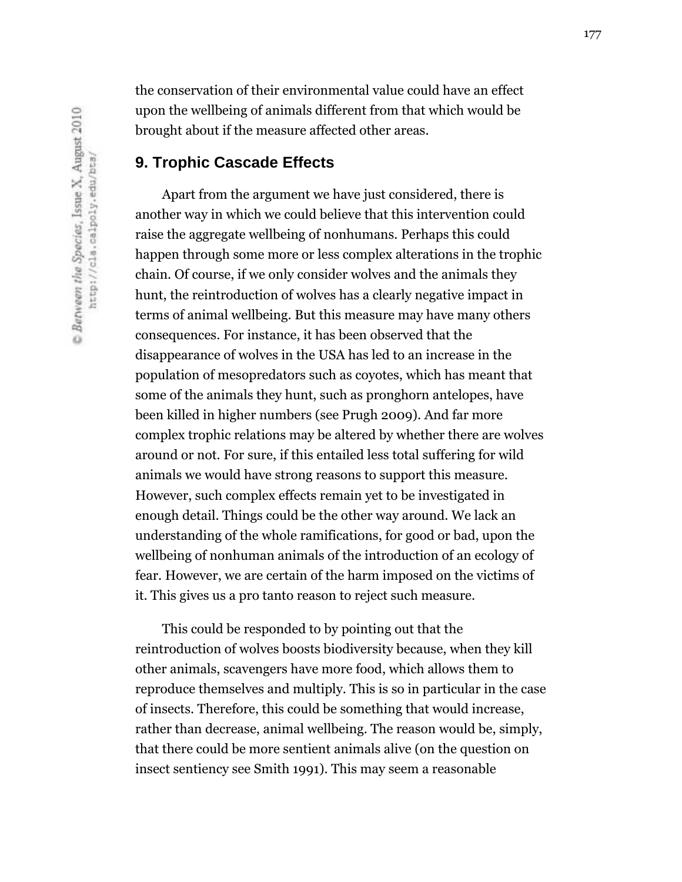the conservation of their environmental value could have an effect upon the wellbeing of animals different from that which would be brought about if the measure affected other areas.

## 9. Trophic Cascade Effects

Apart from the argument we have just considered, there is another way in which we could believe that this intervention could raise the aggregate wellbeing of nonhumans. Perhaps this could happen through some more or less complex alterations in the trophic chain. Of course, if we only consider wolves and the animals they hunt, the reintroduction of wolves has a clearly negative impact in terms of animal wellbeing. But this measure may have many others consequences. For instance, it has been observed that the disappearance of wolves in the USA has led to an increase in the population of mesopredators such as coyotes, which has meant that some of the animals they hunt, such as pronghorn antelopes, have been killed in higher numbers (see Prugh 2009). And far more complex trophic relations may be altered by whether there are wolves around or not. For sure, if this entailed less total suffering for wild animals we would have strong reasons to support this measure. However, such complex effects remain yet to be investigated in enough detail. Things could be the other way around. We lack an understanding of the whole ramifications, for good or bad, upon the wellbeing of nonhuman animals of the introduction of an ecology of fear. However, we are certain of the harm imposed on the victims of it. This gives us a pro tanto reason to reject such measure.

This could be responded to by pointing out that the reintroduction of wolves boosts biodiversity because, when they kill other animals, scavengers have more food, which allows them to reproduce themselves and multiply. This is so in particular in the case of insects. Therefore, this could be something that would increase, rather than decrease, animal wellbeing. The reason would be, simply, that there could be more sentient animals alive (on the question on insect sentiency see Smith 1991). This may seem a reasonable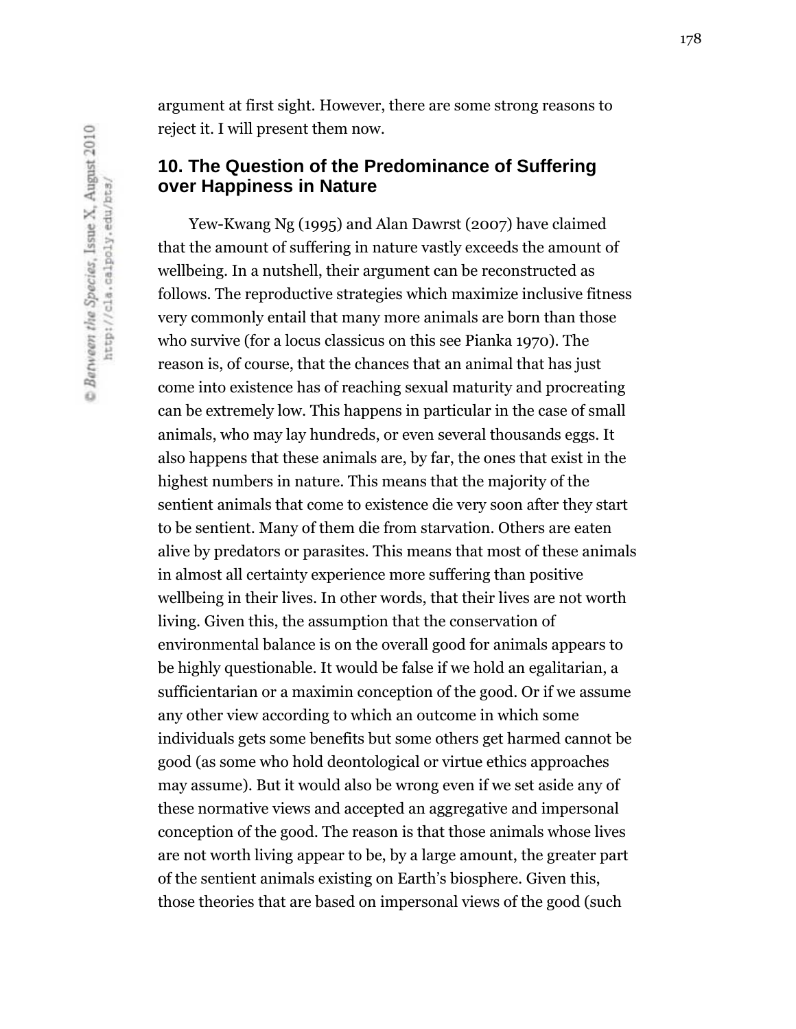argument at first sight. However, there are some strong reasons to reject it. I will present them now.

## 10. The Question of the Predominance of Suffering over Happiness in Nature

Yew-Kwang Ng (1995) and Alan Dawrst (2007) have claimed that the amount of suffering in nature vastly exceeds the amount of wellbeing. In a nutshell, their argument can be reconstructed as follows. The reproductive strategies which maximize inclusive fitness very commonly entail that many more animals are born than those who survive (for a locus classicus on this see Pianka 1970). The reason is, of course, that the chances that an animal that has just come into existence has of reaching sexual maturity and procreating can be extremely low. This happens in particular in the case of small animals, who may lay hundreds, or even several thousands eggs. It also happens that these animals are, by far, the ones that exist in the highest numbers in nature. This means that the majority of the sentient animals that come to existence die very soon after they start to be sentient. Many of them die from starvation. Others are eaten alive by predators or parasites. This means that most of these animals in almost all certainty experience more suffering than positive wellbeing in their lives. In other words, that their lives are not worth living. Given this, the assumption that the conservation of environmental balance is on the overall good for animals appears to be highly questionable. It would be false if we hold an egalitarian, a sufficientarian or a maximin conception of the good. Or if we assume any other view according to which an outcome in which some individuals gets some benefits but some others get harmed cannot be good (as some who hold deontological or virtue ethics approaches may assume). But it would also be wrong even if we set aside any of these normative views and accepted an aggregative and impersonal conception of the good. The reason is that those animals whose lives are not worth living appear to be, by a large amount, the greater part of the sentient animals existing on Earth's biosphere. Given this, those theories that are based on impersonal views of the good (such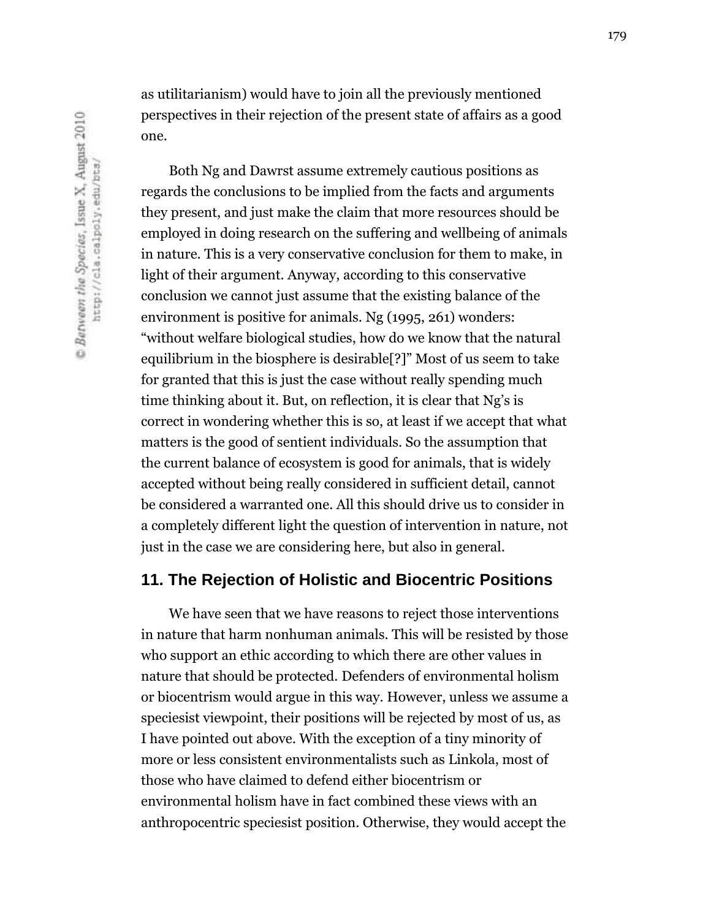as utilitarianism) would have to join all the previously mentioned perspectives in their rejection of the present state of affairs as a good one.

Both Ng and Dawrst assume extremely cautious positions as regards the conclusions to be implied from the facts and arguments they present, and just make the claim that more resources should be employed in doing research on the suffering and wellbeing of animals in nature. This is a very conservative conclusion for them to make, in light of their argument. Anyway, according to this conservative conclusion we cannot just assume that the existing balance of the environment is positive for animals. Ng (1995, 261) wonders: "without welfare biological studies, how do we know that the natural equilibrium in the biosphere is desirable[?]" Most of us seem to take for granted that this is just the case without really spending much time thinking about it. But, on reflection, it is clear that Ng's is correct in wondering whether this is so, at least if we accept that what matters is the good of sentient individuals. So the assumption that the current balance of ecosystem is good for animals, that is widely accepted without being really considered in sufficient detail, cannot be considered a warranted one. All this should drive us to consider in a completely different light the question of intervention in nature, not just in the case we are considering here, but also in general.

## 11. The Rejection of Holistic and Biocentric Positions

We have seen that we have reasons to reject those interventions in nature that harm nonhuman animals. This will be resisted by those who support an ethic according to which there are other values in nature that should be protected. Defenders of environmental holism or biocentrism would argue in this way. However, unless we assume a speciesist viewpoint, their positions will be rejected by most of us, as I have pointed out above. With the exception of a tiny minority of more or less consistent environmentalists such as Linkola, most of those who have claimed to defend either biocentrism or environmental holism have in fact combined these views with an anthropocentric speciesist position. Otherwise, they would accept the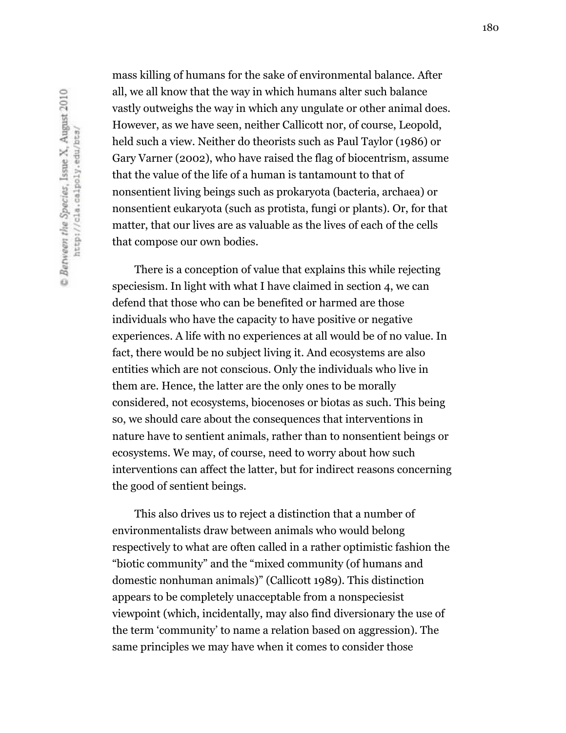mass killing of humans for the sake of environmental balance. After all, we all know that the way in which humans alter such balance vastly outweighs the way in which any ungulate or other animal does. However, as we have seen, neither Callicott nor, of course, Leopold, held such a view. Neither do theorists such as Paul Taylor (1986) or Gary Varner (2002), who have raised the flag of biocentrism, assume that the value of the life of a human is tantamount to that of nonsentient living beings such as prokaryota (bacteria, archaea) or nonsentient eukaryota (such as protista, fungi or plants). Or, for that matter, that our lives are as valuable as the lives of each of the cells that compose our own bodies.

There is a conception of value that explains this while rejecting speciesism. In light with what I have claimed in section 4, we can defend that those who can be benefited or harmed are those individuals who have the capacity to have positive or negative experiences. A life with no experiences at all would be of no value. In fact, there would be no subject living it. And ecosystems are also entities which are not conscious. Only the individuals who live in them are. Hence, the latter are the only ones to be morally considered, not ecosystems, biocenoses or biotas as such. This being so, we should care about the consequences that interventions in nature have to sentient animals, rather than to nonsentient beings or ecosystems. We may, of course, need to worry about how such interventions can affect the latter, but for indirect reasons concerning the good of sentient beings.

This also drives us to reject a distinction that a number of environmentalists draw between animals who would belong respectively to what are often called in a rather optimistic fashion the "biotic community" and the "mixed community (of humans and domestic nonhuman animals)" (Callicott 1989). This distinction appears to be completely unacceptable from a nonspeciesist viewpoint (which, incidentally, may also find diversionary the use of the term 'community' to name a relation based on aggression). The same principles we may have when it comes to consider those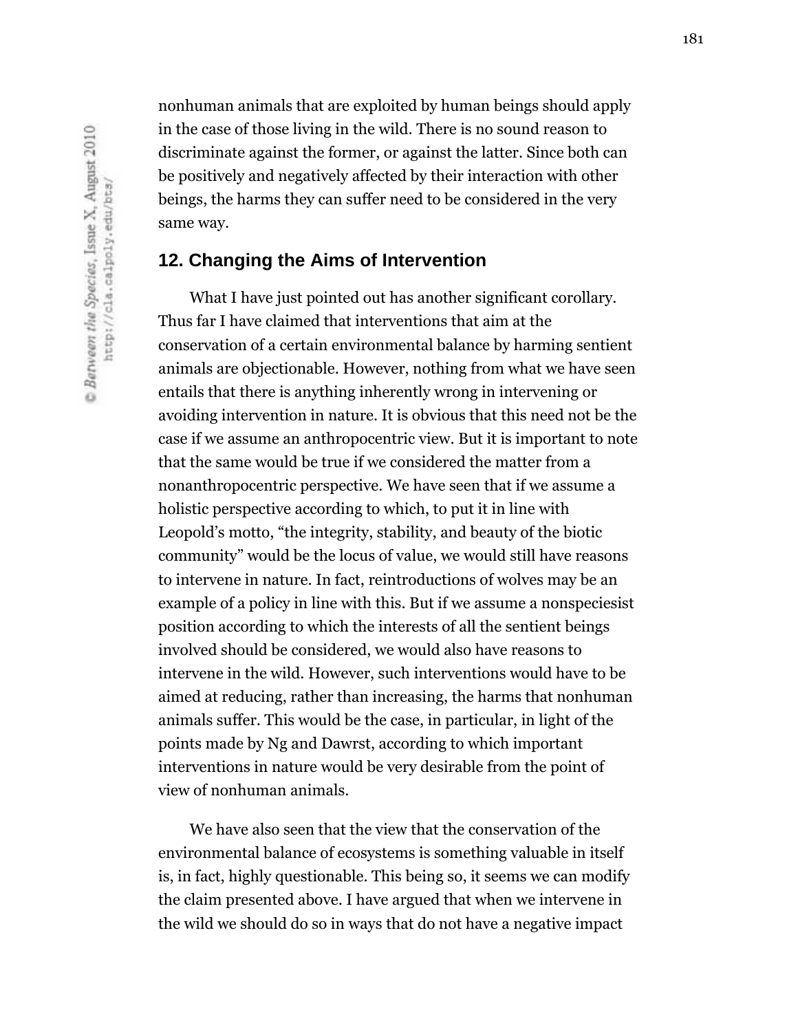nonhuman animals that are exploited by human beings should apply in the case of those living in the wild. There is no sound reason to discriminate against the former, or against the latter. Since both can be positively and negatively affected by their interaction with other beings, the harms they can suffer need to be considered in the very same way.

## 12. Changing the Aims of Intervention

What I have just pointed out has another significant corollary. Thus far I have claimed that interventions that aim at the conservation of a certain environmental balance by harming sentient animals are objectionable. However, nothing from what we have seen entails that there is anything inherently wrong in intervening or avoiding intervention in nature. It is obvious that this need not be the case if we assume an anthropocentric view. But it is important to note that the same would be true if we considered the matter from a nonanthropocentric perspective. We have seen that if we assume a holistic perspective according to which, to put it in line with Leopold's motto, "the integrity, stability, and beauty of the biotic community" would be the locus of value, we would still have reasons to intervene in nature. In fact, reintroductions of wolves may be an example of a policy in line with this. But if we assume a nonspeciesist position according to which the interests of all the sentient beings involved should be considered, we would also have reasons to intervene in the wild. However, such interventions would have to be aimed at reducing, rather than increasing, the harms that nonhuman animals suffer. This would be the case, in particular, in light of the points made by Ng and Dawrst, according to which important interventions in nature would be very desirable from the point of view of nonhuman animals.

We have also seen that the view that the conservation of the environmental balance of ecosystems is something valuable in itself is, in fact, highly questionable. This being so, it seems we can modify the claim presented above. I have argued that when we intervene in the wild we should do so in ways that do not have a negative impact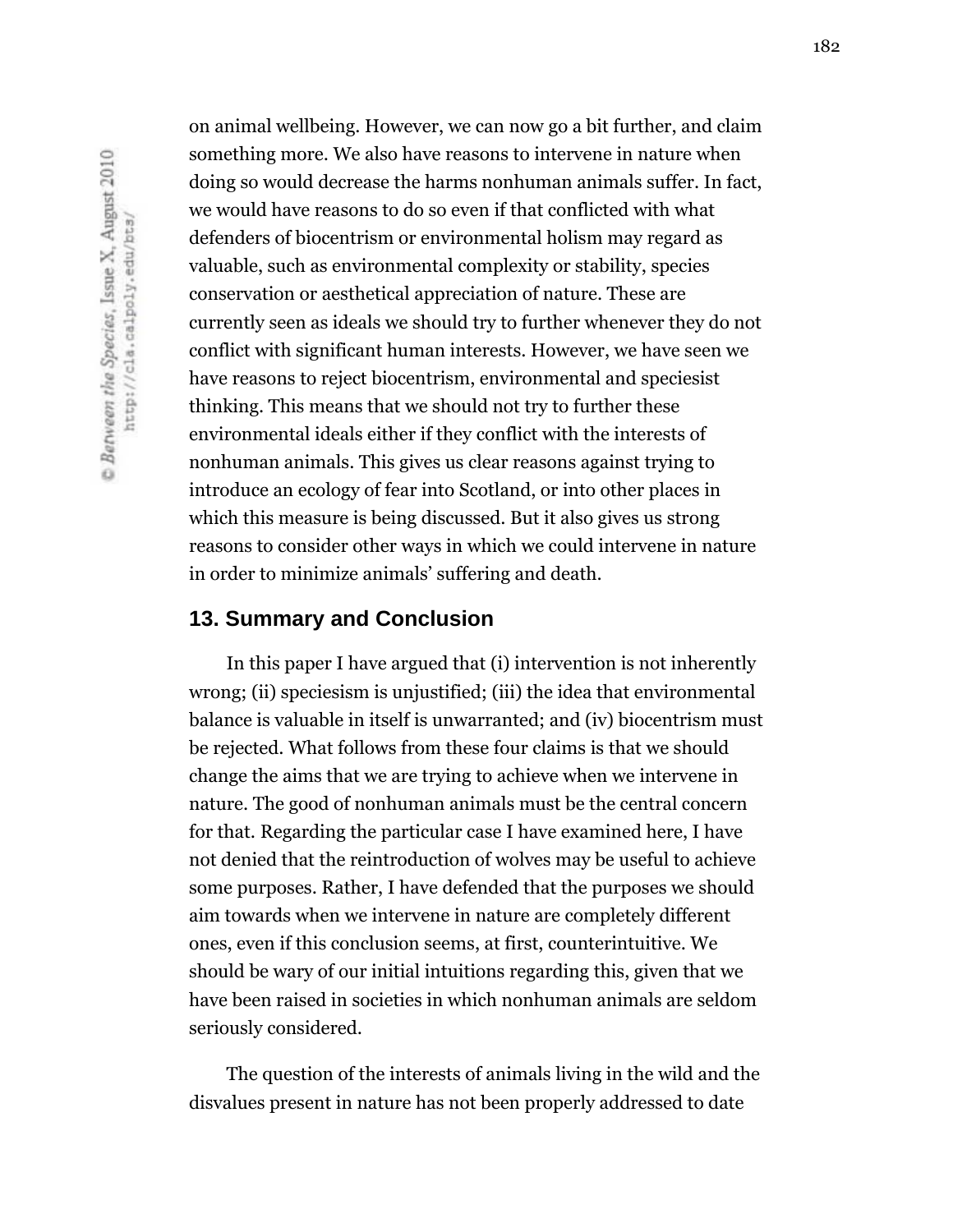on animal wellbeing. However, we can now go a bit further, and claim something more. We also have reasons to intervene in nature when doing so would decrease the harms nonhuman animals suffer. In fact, we would have reasons to do so even if that conflicted with what defenders of biocentrism or environmental holism may regard as valuable, such as environmental complexity or stability, species conservation or aesthetical appreciation of nature. These are currently seen as ideals we should try to further whenever they do not conflict with significant human interests. However, we have seen we have reasons to reject biocentrism, environmental and speciesist thinking. This means that we should not try to further these environmental ideals either if they conflict with the interests of nonhuman animals. This gives us clear reasons against trying to introduce an ecology of fear into Scotland, or into other places in which this measure is being discussed. But it also gives us strong reasons to consider other ways in which we could intervene in nature in order to minimize animals' suffering and death.

## 13. Summary and Conclusion

In this paper I have argued that (i) intervention is not inherently wrong; (ii) speciesism is unjustified; (iii) the idea that environmental balance is valuable in itself is unwarranted; and (iv) biocentrism must be rejected. What follows from these four claims is that we should change the aims that we are trying to achieve when we intervene in nature. The good of nonhuman animals must be the central concern for that. Regarding the particular case I have examined here, I have not denied that the reintroduction of wolves may be useful to achieve some purposes. Rather, I have defended that the purposes we should aim towards when we intervene in nature are completely different ones, even if this conclusion seems, at first, counterintuitive. We should be wary of our initial intuitions regarding this, given that we have been raised in societies in which nonhuman animals are seldom seriously considered.

The question of the interests of animals living in the wild and the disvalues present in nature has not been properly addressed to date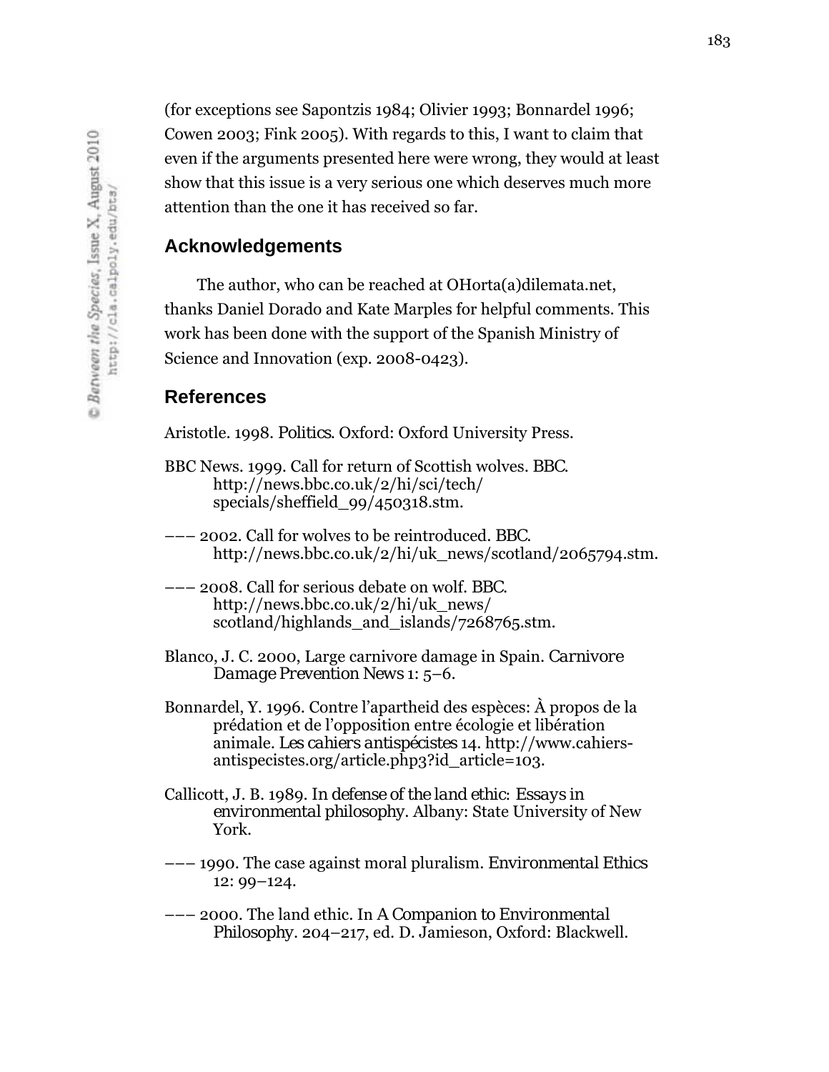(for exceptions see Sapontzis 1984; Olivier 1993; Bonnardel 1996; Cowen 2003; Fink 2005). With regards to this, I want to claim that even if the arguments presented here were wrong, they would at least show that this issue is a very serious one which deserves much more attention than the one it has received so far.

## Acknowledgements

The author, who can be reached at OHorta(a)dilemata.net, thanks Daniel Dorado and Kate Marples for helpful comments. This work has been done with the support of the Spanish Ministry of Science and Innovation (exp. 2008-0423).

## References

Aristotle. 1998. *Politics*. Oxford: Oxford University Press.

BBC News. 1999. Call for return of Scottish wolves. *BBC*. http://news.bbc.co.uk/2/hi/sci/tech/specials/sheffield_99/450318.stm.

——— 2002. Call for wolves to be reintroduced. *BBC*. http://news.bbc.co.uk/2/hi/uk_news/scotland/2065794.stm.

——— 2008. Call for serious debate on wolf. *BBC*. http://news.bbc.co.uk/2/hi/uk_news/scotland/highlands_and_islands/7268765.stm.

Blanco, J. C. 2000, Large carnivore damage in Spain. *Carnivore Damage Prevention News* 1: 5–6.

Bonnardel, Y. 1996. Contre l'apartheid des espèces: À propos de la prédation et de l'opposition entre écologie et libération animale. *Les cahiers antispécistes* 14. http://www.cahiers-antispecistes.org/article.php3?id_article=103.

Callicott, J. B. 1989. *In defense of the land ethic: Essays in environmental philosophy*. Albany: State University of New York.

——— 1990. The case against moral pluralism. *Environmental Ethics* 12: 99–124.

——— 2000. The land ethic. In *A Companion to Environmental Philosophy*. 204–217, ed. D. Jamieson, Oxford: Blackwell.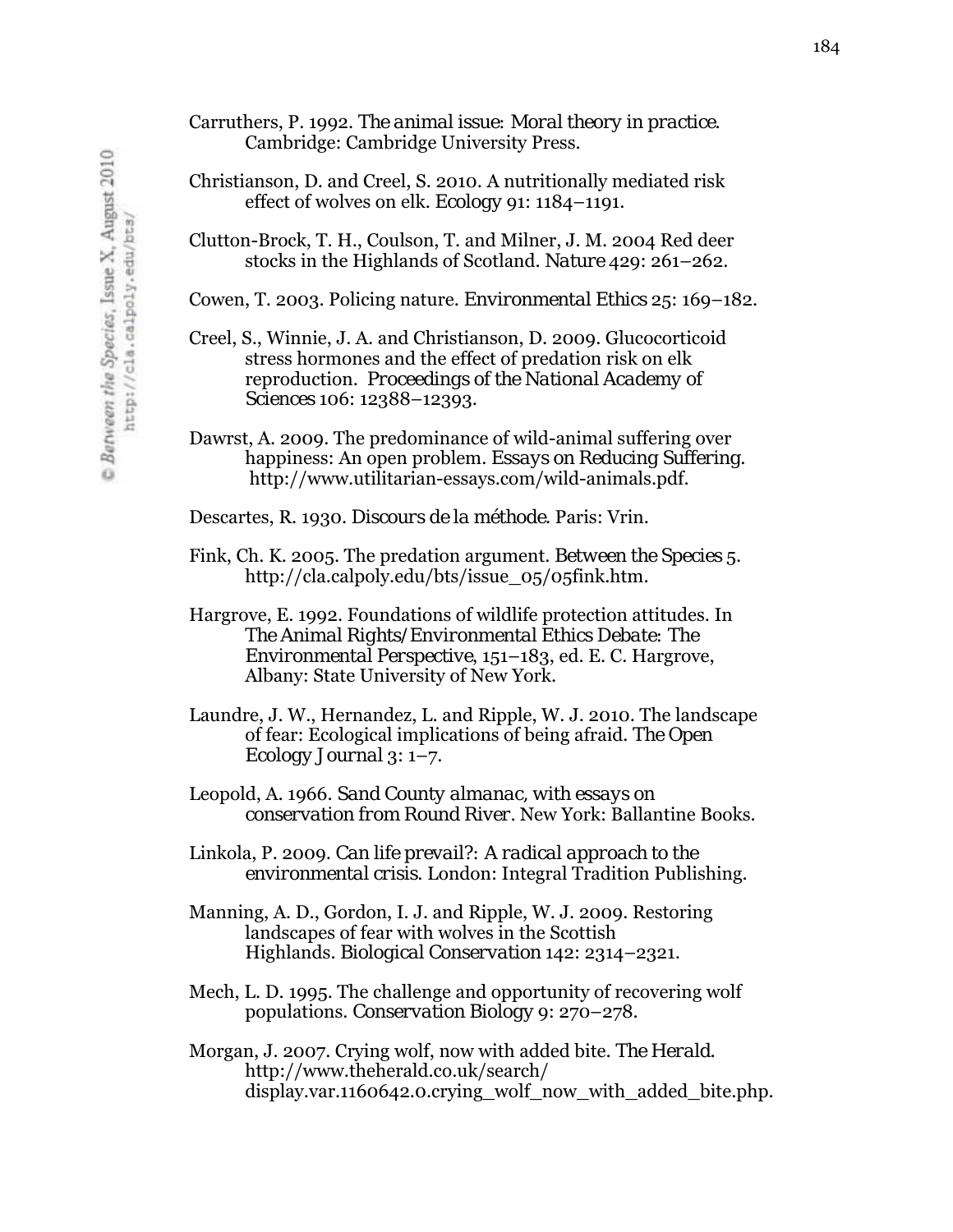Carruthers, P. 1992. *The animal issue: Moral theory in practice.* Cambridge: Cambridge University Press.

Christianson, D. and Creel, S. 2010. A nutritionally mediated risk effect of wolves on elk. *Ecology* 91: 1184–1191.

Clutton-Brock, T. H., Coulson, T. and Milner, J. M. 2004 Red deer stocks in the Highlands of Scotland. *Nature* 429: 261–262.

Cowen, T. 2003. Policing nature. *Environmental Ethics* 25: 169–182.

Creel, S., Winnie, J. A. and Christianson, D. 2009. Glucocorticoid stress hormones and the effect of predation risk on elk reproduction. *Proceedings of the National Academy of Sciences* 106: 12388–12393.

Dawrst, A. 2009. The predominance of wild-animal suffering over happiness: An open problem. *Essays on Reducing Suffering.* http://www.utilitarian-essays.com/wild-animals.pdf.

Descartes, R. 1930. *Discours de la méthode.* Paris: Vrin.

Fink, Ch. K. 2005. The predation argument. *Between the Species* 5. http://cla.calpoly.edu/bts/issue_05/05fink.htm.

Hargrove, E. 1992. Foundations of wildlife protection attitudes. In *The Animal Rights/Environmental Ethics Debate: The Environmental Perspective*, 151–183, ed. E. C. Hargrove, Albany: State University of New York.

Laundre, J. W., Hernandez, L. and Ripple, W. J. 2010. The landscape of fear: Ecological implications of being afraid. *The Open Ecology Journal* 3: 1–7.

Leopold, A. 1966. *Sand County almanac, with essays on conservation from Round River.* New York: Ballantine Books.

Linkola, P. 2009. *Can life prevail?: A radical approach to the environmental crisis.* London: Integral Tradition Publishing.

Manning, A. D., Gordon, I. J. and Ripple, W. J. 2009. Restoring landscapes of fear with wolves in the Scottish Highlands. *Biological Conservation* 142: 2314–2321.

Mech, L. D. 1995. The challenge and opportunity of recovering wolf populations. *Conservation Biology* 9: 270–278.

Morgan, J. 2007. Crying wolf, now with added bite. *The Herald.* http://www.theherald.co.uk/search/display.var.1160642.0.crying_wolf_now_with_added_bite.php.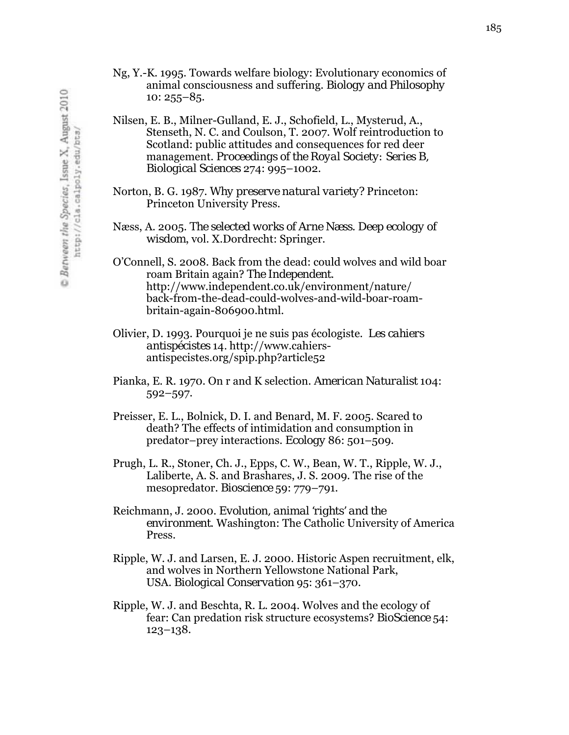Ng, Y.-K. 1995. Towards welfare biology: Evolutionary economics of animal consciousness and suffering. *Biology and Philosophy* 10: 255–85.

Nilsen, E. B., Milner-Gulland, E. J., Schofield, L., Mysterud, A., Stenseth, N. C. and Coulson, T. 2007. Wolf reintroduction to Scotland: public attitudes and consequences for red deer management. *Proceedings of the Royal Society: Series B, Biological Sciences* 274: 995–1002.

Norton, B. G. 1987. *Why preserve natural variety?* Princeton: Princeton University Press.

Næss, A. 2005. *The selected works of Arne Næss. Deep ecology of wisdom*, vol. X.Dordrecht: Springer.

O'Connell, S. 2008. Back from the dead: could wolves and wild boar roam Britain again? *The Independent*. http://www.independent.co.uk/environment/nature/back-from-the-dead-could-wolves-and-wild-boar-roam-britain-again-806900.html.

Olivier, D. 1993. Pourquoi je ne suis pas écologiste. *Les cahiers antispécistes* 14. http://www.cahiers-antispecistes.org/spip.php?article52

Pianka, E. R. 1970. On r and K selection. *American Naturalist* 104: 592–597.

Preisser, E. L., Bolnick, D. I. and Benard, M. F. 2005. Scared to death? The effects of intimidation and consumption in predator–prey interactions. *Ecology* 86: 501–509.

Prugh, L. R., Stoner, Ch. J., Epps, C. W., Bean, W. T., Ripple, W. J., Laliberte, A. S. and Brashares, J. S. 2009. The rise of the mesopredator. *Bioscience* 59: 779–791.

Reichmann, J. 2000. *Evolution, animal 'rights' and the environment*. Washington: The Catholic University of America Press.

Ripple, W. J. and Larsen, E. J. 2000. Historic Aspen recruitment, elk, and wolves in Northern Yellowstone National Park, USA. *Biological Conservation* 95: 361–370.

Ripple, W. J. and Beschta, R. L. 2004. Wolves and the ecology of fear: Can predation risk structure ecosystems? *BioScience* 54: 123–138.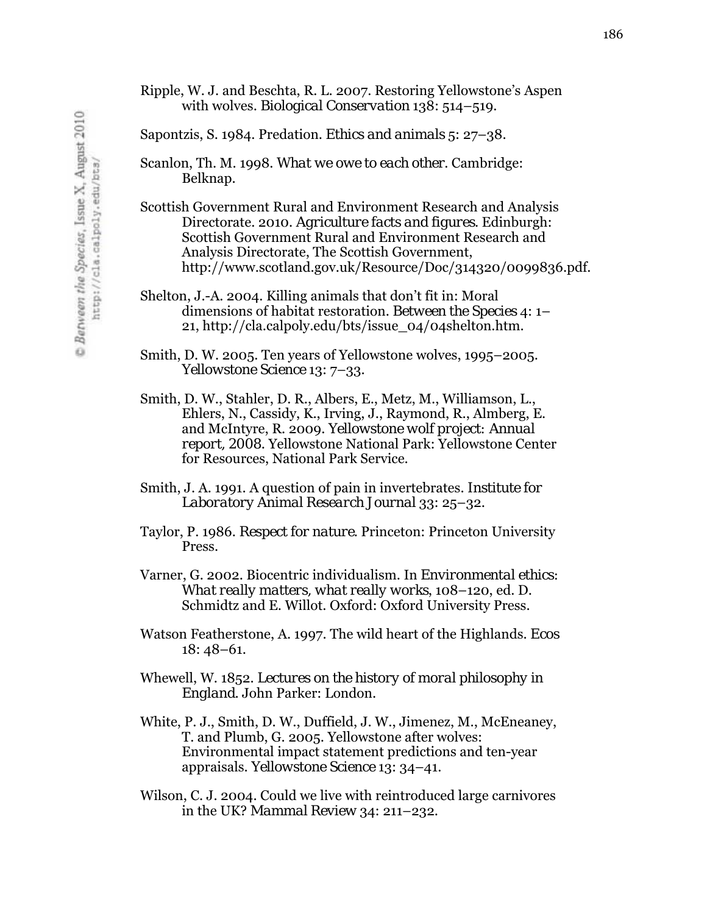Ripple, W. J. and Beschta, R. L. 2007. Restoring Yellowstone's Aspen with wolves. *Biological Conservation* 138: 514–519.

Sapontzis, S. 1984. Predation. *Ethics and animals* 5: 27–38.

Scanlon, Th. M. 1998. *What we owe to each other*. Cambridge: Belknap.

Scottish Government Rural and Environment Research and Analysis Directorate. 2010. *Agriculture facts and figures*. Edinburgh: Scottish Government Rural and Environment Research and Analysis Directorate, The Scottish Government, http://www.scotland.gov.uk/Resource/Doc/314320/0099836.pdf.

Shelton, J.-A. 2004. Killing animals that don't fit in: Moral dimensions of habitat restoration. *Between the Species* 4: 1–21, http://cla.calpoly.edu/bts/issue_04/04shelton.htm.

Smith, D. W. 2005. Ten years of Yellowstone wolves, 1995–2005. *Yellowstone Science* 13: 7–33.

Smith, D. W., Stahler, D. R., Albers, E., Metz, M., Williamson, L., Ehlers, N., Cassidy, K., Irving, J., Raymond, R., Almberg, E. and McIntyre, R. 2009. *Yellowstone wolf project: Annual report, 2008*. Yellowstone National Park: Yellowstone Center for Resources, National Park Service.

Smith, J. A. 1991. A question of pain in invertebrates. *Institute for Laboratory Animal Research Journal* 33: 25–32.

Taylor, P. 1986. *Respect for nature*. Princeton: Princeton University Press.

Varner, G. 2002. Biocentric individualism. In *Environmental ethics: What really matters, what really works*, 108–120, ed. D. Schmidtz and E. Willot. Oxford: Oxford University Press.

Watson Featherstone, A. 1997. The wild heart of the Highlands. *Ecos* 18: 48–61.

Whewell, W. 1852. *Lectures on the history of moral philosophy in England*. John Parker: London.

White, P. J., Smith, D. W., Duffield, J. W., Jimenez, M., McEneaney, T. and Plumb, G. 2005. Yellowstone after wolves: Environmental impact statement predictions and ten-year appraisals. *Yellowstone Science* 13: 34–41.

Wilson, C. J. 2004. Could we live with reintroduced large carnivores in the UK? *Mammal Review* 34: 211–232.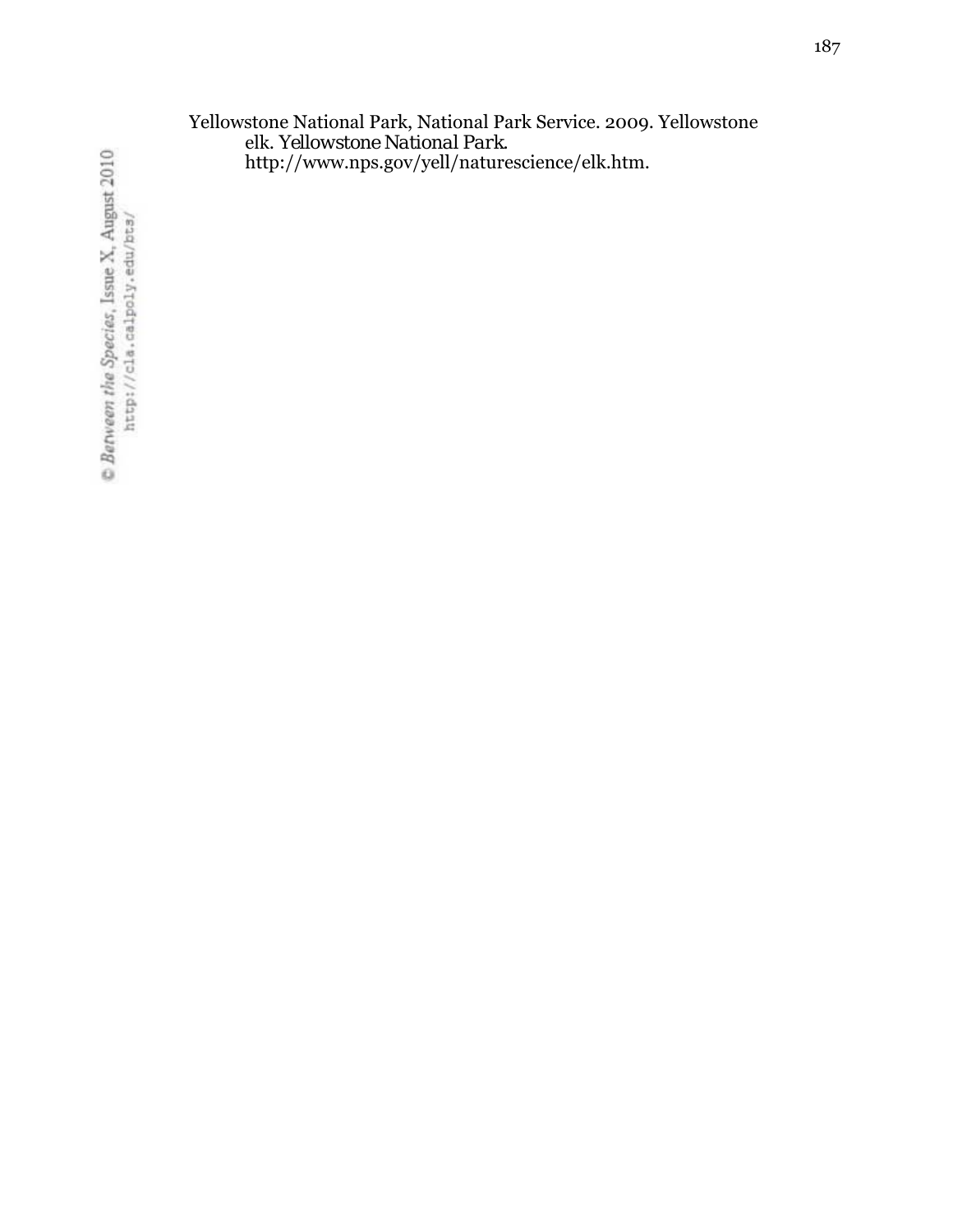Yellowstone National Park, National Park Service. 2009. Yellowstone elk. *Yellowstone National Park*. http://www.nps.gov/yell/naturescience/elk.htm.